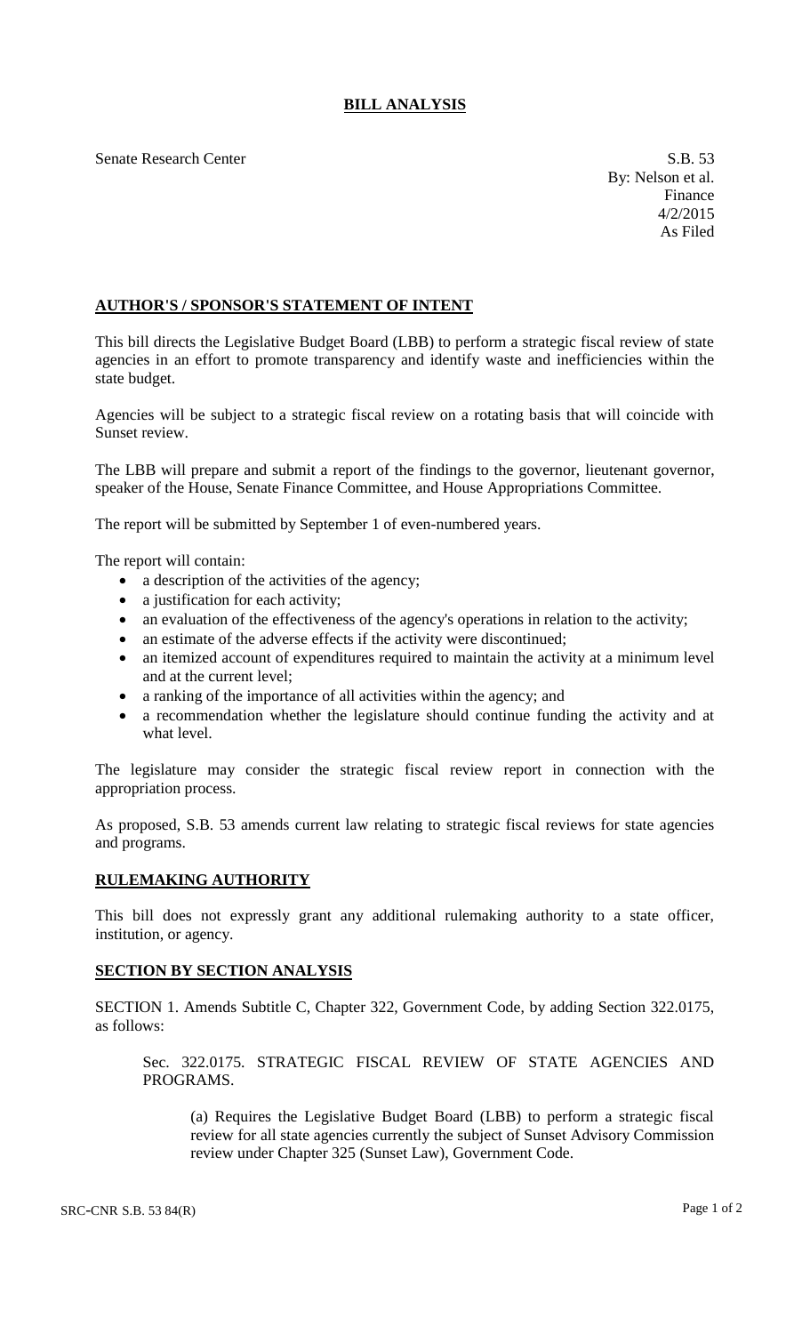# BILL ANALYSIS

Senate Research Center

S.B. 53
By: Nelson et al.
Finance
4/2/2015
As Filed

## AUTHOR'S / SPONSOR'S STATEMENT OF INTENT

This bill directs the Legislative Budget Board (LBB) to perform a strategic fiscal review of state agencies in an effort to promote transparency and identify waste and inefficiencies within the state budget.

Agencies will be subject to a strategic fiscal review on a rotating basis that will coincide with Sunset review.

The LBB will prepare and submit a report of the findings to the governor, lieutenant governor, speaker of the House, Senate Finance Committee, and House Appropriations Committee.

The report will be submitted by September 1 of even-numbered years.

The report will contain:

- a description of the activities of the agency;
- a justification for each activity;
- an evaluation of the effectiveness of the agency's operations in relation to the activity;
- an estimate of the adverse effects if the activity were discontinued;
- an itemized account of expenditures required to maintain the activity at a minimum level and at the current level;
- a ranking of the importance of all activities within the agency; and
- a recommendation whether the legislature should continue funding the activity and at what level.

The legislature may consider the strategic fiscal review report in connection with the appropriation process.

As proposed, S.B. 53 amends current law relating to strategic fiscal reviews for state agencies and programs.

## RULEMAKING AUTHORITY

This bill does not expressly grant any additional rulemaking authority to a state officer, institution, or agency.

## SECTION BY SECTION ANALYSIS

SECTION 1. Amends Subtitle C, Chapter 322, Government Code, by adding Section 322.0175, as follows:

Sec. 322.0175. STRATEGIC FISCAL REVIEW OF STATE AGENCIES AND PROGRAMS.

(a) Requires the Legislative Budget Board (LBB) to perform a strategic fiscal review for all state agencies currently the subject of Sunset Advisory Commission review under Chapter 325 (Sunset Law), Government Code.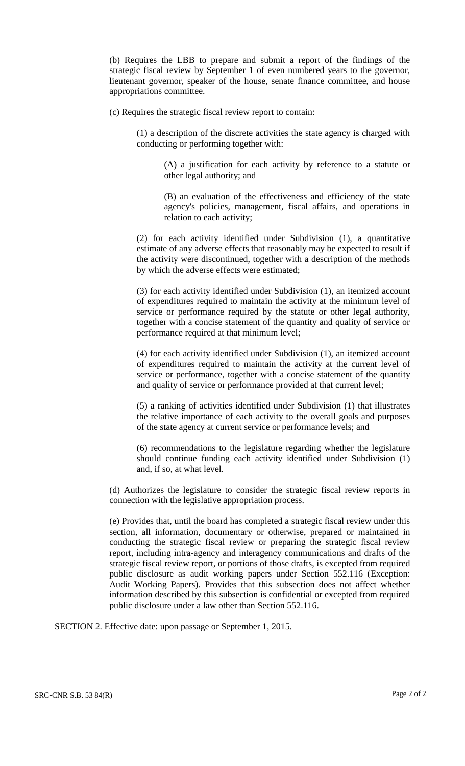(b) Requires the LBB to prepare and submit a report of the findings of the strategic fiscal review by September 1 of even numbered years to the governor, lieutenant governor, speaker of the house, senate finance committee, and house appropriations committee.

(c) Requires the strategic fiscal review report to contain:

(1) a description of the discrete activities the state agency is charged with conducting or performing together with:

(A) a justification for each activity by reference to a statute or other legal authority; and

(B) an evaluation of the effectiveness and efficiency of the state agency's policies, management, fiscal affairs, and operations in relation to each activity;

(2) for each activity identified under Subdivision (1), a quantitative estimate of any adverse effects that reasonably may be expected to result if the activity were discontinued, together with a description of the methods by which the adverse effects were estimated;

(3) for each activity identified under Subdivision (1), an itemized account of expenditures required to maintain the activity at the minimum level of service or performance required by the statute or other legal authority, together with a concise statement of the quantity and quality of service or performance required at that minimum level;

(4) for each activity identified under Subdivision (1), an itemized account of expenditures required to maintain the activity at the current level of service or performance, together with a concise statement of the quantity and quality of service or performance provided at that current level;

(5) a ranking of activities identified under Subdivision (1) that illustrates the relative importance of each activity to the overall goals and purposes of the state agency at current service or performance levels; and

(6) recommendations to the legislature regarding whether the legislature should continue funding each activity identified under Subdivision (1) and, if so, at what level.

(d) Authorizes the legislature to consider the strategic fiscal review reports in connection with the legislative appropriation process.

(e) Provides that, until the board has completed a strategic fiscal review under this section, all information, documentary or otherwise, prepared or maintained in conducting the strategic fiscal review or preparing the strategic fiscal review report, including intra-agency and interagency communications and drafts of the strategic fiscal review report, or portions of those drafts, is excepted from required public disclosure as audit working papers under Section 552.116 (Exception: Audit Working Papers). Provides that this subsection does not affect whether information described by this subsection is confidential or excepted from required public disclosure under a law other than Section 552.116.

SECTION 2. Effective date: upon passage or September 1, 2015.